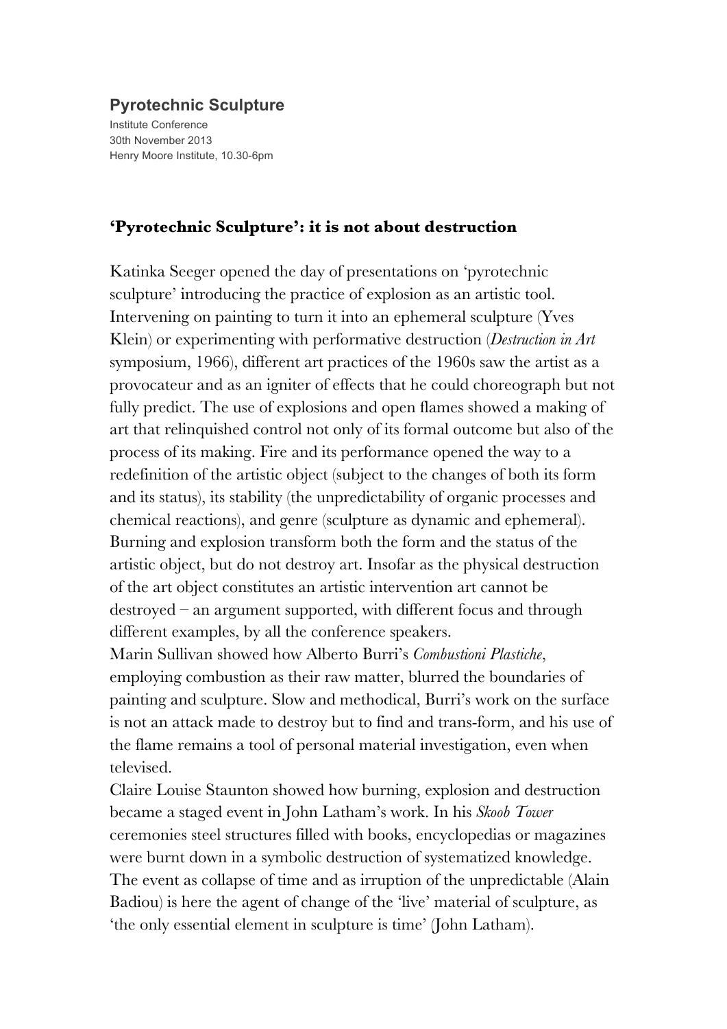# Pyrotechnic Sculpture

Institute Conference
30th November 2013
Henry Moore Institute, 10.30-6pm

## 'Pyrotechnic Sculpture': it is not about destruction

Katinka Seeger opened the day of presentations on 'pyrotechnic sculpture' introducing the practice of explosion as an artistic tool. Intervening on painting to turn it into an ephemeral sculpture (Yves Klein) or experimenting with performative destruction (*Destruction in Art* symposium, 1966), different art practices of the 1960s saw the artist as a provocateur and as an igniter of effects that he could choreograph but not fully predict. The use of explosions and open flames showed a making of art that relinquished control not only of its formal outcome but also of the process of its making. Fire and its performance opened the way to a redefinition of the artistic object (subject to the changes of both its form and its status), its stability (the unpredictability of organic processes and chemical reactions), and genre (sculpture as dynamic and ephemeral). Burning and explosion transform both the form and the status of the artistic object, but do not destroy art. Insofar as the physical destruction of the art object constitutes an artistic intervention art cannot be destroyed – an argument supported, with different focus and through different examples, by all the conference speakers.

Marin Sullivan showed how Alberto Burri's *Combustioni Plastiche*, employing combustion as their raw matter, blurred the boundaries of painting and sculpture. Slow and methodical, Burri's work on the surface is not an attack made to destroy but to find and trans-form, and his use of the flame remains a tool of personal material investigation, even when televised.

Claire Louise Staunton showed how burning, explosion and destruction became a staged event in John Latham's work. In his *Skoob Tower* ceremonies steel structures filled with books, encyclopedias or magazines were burnt down in a symbolic destruction of systematized knowledge. The event as collapse of time and as irruption of the unpredictable (Alain Badiou) is here the agent of change of the 'live' material of sculpture, as 'the only essential element in sculpture is time' (John Latham).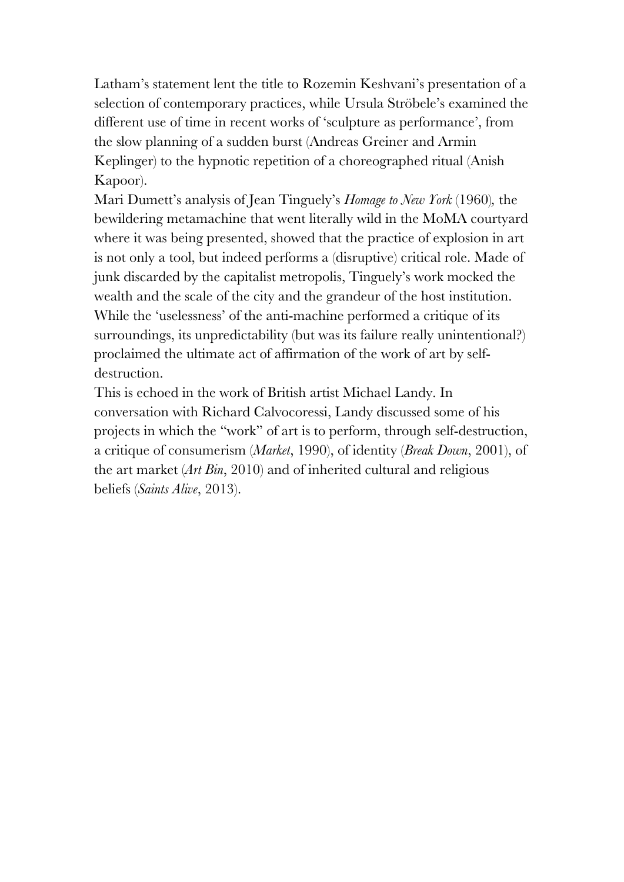Latham's statement lent the title to Rozemin Keshvani's presentation of a selection of contemporary practices, while Ursula Ströbele's examined the different use of time in recent works of 'sculpture as performance', from the slow planning of a sudden burst (Andreas Greiner and Armin Keplinger) to the hypnotic repetition of a choreographed ritual (Anish Kapoor).

Mari Dumett's analysis of Jean Tinguely's *Homage to New York* (1960), the bewildering metamachine that went literally wild in the MoMA courtyard where it was being presented, showed that the practice of explosion in art is not only a tool, but indeed performs a (disruptive) critical role. Made of junk discarded by the capitalist metropolis, Tinguely's work mocked the wealth and the scale of the city and the grandeur of the host institution. While the 'uselessness' of the anti-machine performed a critique of its surroundings, its unpredictability (but was its failure really unintentional?) proclaimed the ultimate act of affirmation of the work of art by self-destruction.

This is echoed in the work of British artist Michael Landy. In conversation with Richard Calvocoressi, Landy discussed some of his projects in which the "work" of art is to perform, through self-destruction, a critique of consumerism (*Market*, 1990), of identity (*Break Down*, 2001), of the art market (*Art Bin*, 2010) and of inherited cultural and religious beliefs (*Saints Alive*, 2013).